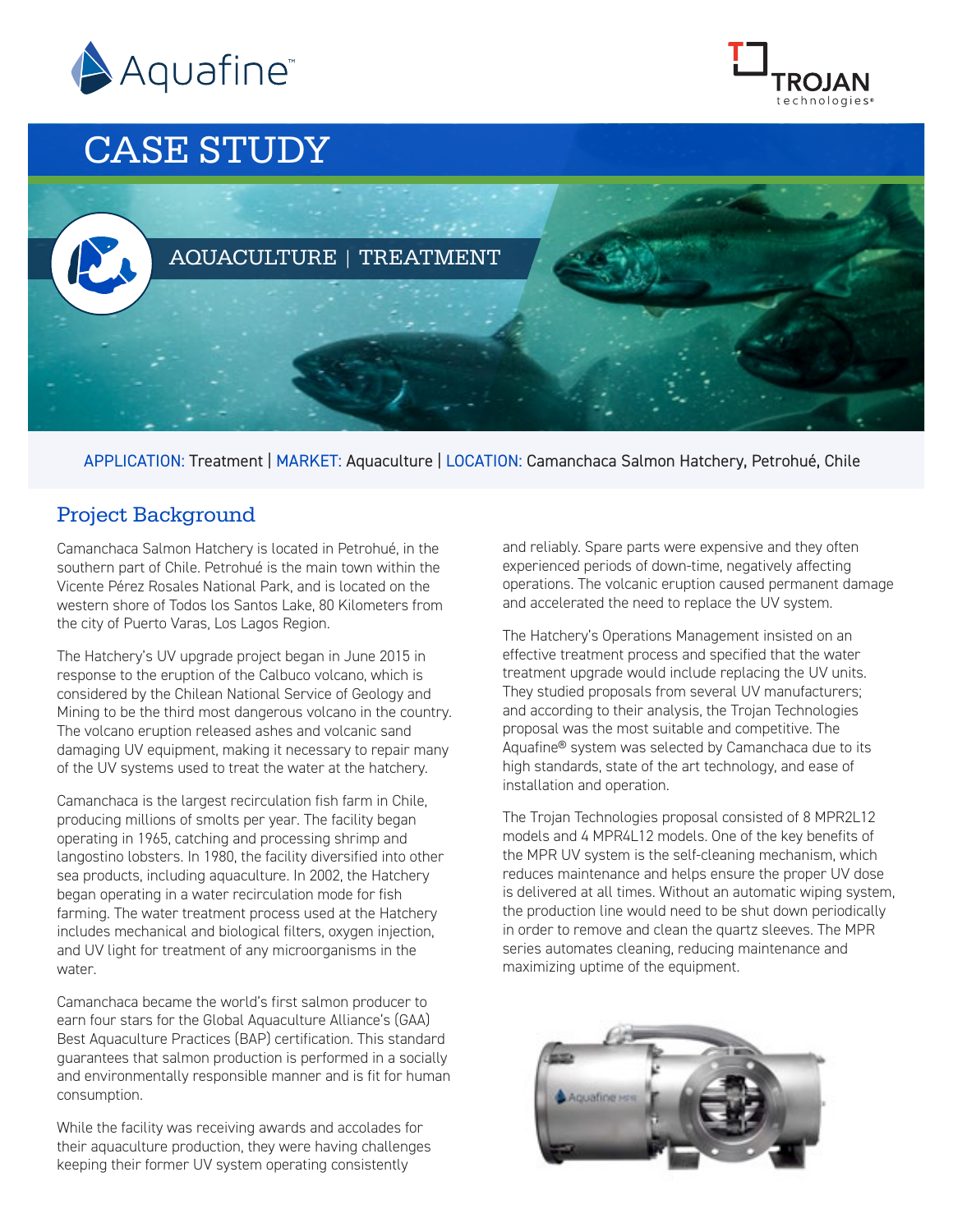Aquafine™

TROJAN technologies®

# CASE STUDY

AQUACULTURE | TREATMENT

APPLICATION: Treatment | MARKET: Aquaculture | LOCATION: Camanchaca Salmon Hatchery, Petrohué, Chile

## Project Background

Camanchaca Salmon Hatchery is located in Petrohué, in the southern part of Chile. Petrohué is the main town within the Vicente Pérez Rosales National Park, and is located on the western shore of Todos los Santos Lake, 80 Kilometers from the city of Puerto Varas, Los Lagos Region.

The Hatchery's UV upgrade project began in June 2015 in response to the eruption of the Calbuco volcano, which is considered by the Chilean National Service of Geology and Mining to be the third most dangerous volcano in the country. The volcano eruption released ashes and volcanic sand damaging UV equipment, making it necessary to repair many of the UV systems used to treat the water at the hatchery.

Camanchaca is the largest recirculation fish farm in Chile, producing millions of smolts per year. The facility began operating in 1965, catching and processing shrimp and langostino lobsters. In 1980, the facility diversified into other sea products, including aquaculture. In 2002, the Hatchery began operating in a water recirculation mode for fish farming. The water treatment process used at the Hatchery includes mechanical and biological filters, oxygen injection, and UV light for treatment of any microorganisms in the water.

Camanchaca became the world's first salmon producer to earn four stars for the Global Aquaculture Alliance's (GAA) Best Aquaculture Practices (BAP) certification. This standard guarantees that salmon production is performed in a socially and environmentally responsible manner and is fit for human consumption.

While the facility was receiving awards and accolades for their aquaculture production, they were having challenges keeping their former UV system operating consistently and reliably. Spare parts were expensive and they often experienced periods of down-time, negatively affecting operations. The volcanic eruption caused permanent damage and accelerated the need to replace the UV system.

The Hatchery's Operations Management insisted on an effective treatment process and specified that the water treatment upgrade would include replacing the UV units. They studied proposals from several UV manufacturers; and according to their analysis, the Trojan Technologies proposal was the most suitable and competitive. The Aquafine® system was selected by Camanchaca due to its high standards, state of the art technology, and ease of installation and operation.

The Trojan Technologies proposal consisted of 8 MPR2L12 models and 4 MPR4L12 models. One of the key benefits of the MPR UV system is the self-cleaning mechanism, which reduces maintenance and helps ensure the proper UV dose is delivered at all times. Without an automatic wiping system, the production line would need to be shut down periodically in order to remove and clean the quartz sleeves. The MPR series automates cleaning, reducing maintenance and maximizing uptime of the equipment.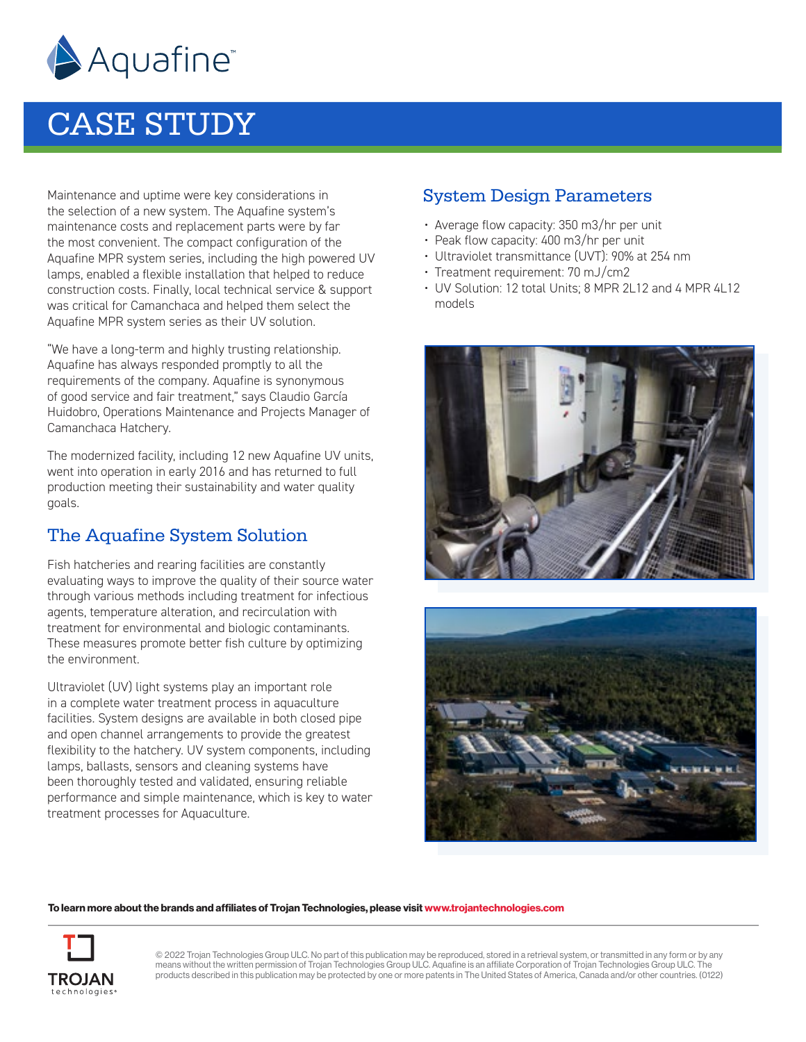# Aquafine™

# CASE STUDY

Maintenance and uptime were key considerations in the selection of a new system. The Aquafine system's maintenance costs and replacement parts were by far the most convenient. The compact configuration of the Aquafine MPR system series, including the high powered UV lamps, enabled a flexible installation that helped to reduce construction costs. Finally, local technical service & support was critical for Camanchaca and helped them select the Aquafine MPR system series as their UV solution.

"We have a long-term and highly trusting relationship. Aquafine has always responded promptly to all the requirements of the company. Aquafine is synonymous of good service and fair treatment," says Claudio García Huidobro, Operations Maintenance and Projects Manager of Camanchaca Hatchery.

The modernized facility, including 12 new Aquafine UV units, went into operation in early 2016 and has returned to full production meeting their sustainability and water quality goals.

## The Aquafine System Solution

Fish hatcheries and rearing facilities are constantly evaluating ways to improve the quality of their source water through various methods including treatment for infectious agents, temperature alteration, and recirculation with treatment for environmental and biologic contaminants. These measures promote better fish culture by optimizing the environment.

Ultraviolet (UV) light systems play an important role in a complete water treatment process in aquaculture facilities. System designs are available in both closed pipe and open channel arrangements to provide the greatest flexibility to the hatchery. UV system components, including lamps, ballasts, sensors and cleaning systems have been thoroughly tested and validated, ensuring reliable performance and simple maintenance, which is key to water treatment processes for Aquaculture.

## System Design Parameters

- Average flow capacity: 350 m3/hr per unit
- Peak flow capacity: 400 m3/hr per unit
- Ultraviolet transmittance (UVT): 90% at 254 nm
- Treatment requirement: 70 mJ/cm2
- UV Solution: 12 total Units; 8 MPR 2L12 and 4 MPR 4L12 models

**To learn more about the brands and affiliates of Trojan Technologies, please visit www.trojantechnologies.com**

TROJAN technologies®

© 2022 Trojan Technologies Group ULC. No part of this publication may be reproduced, stored in a retrieval system, or transmitted in any form or by any means without the written permission of Trojan Technologies Group ULC. Aquafine is an affiliate Corporation of Trojan Technologies Group ULC. The products described in this publication may be protected by one or more patents in The United States of America, Canada and/or other countries. (0122)